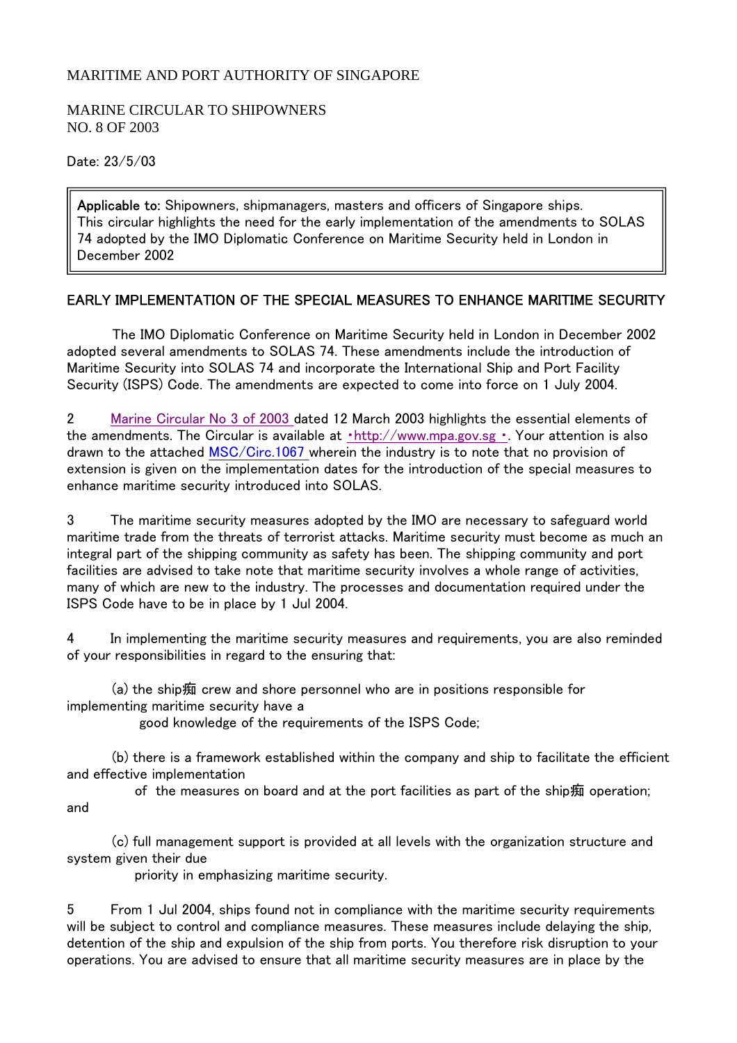MARITIME AND PORT AUTHORITY OF SINGAPORE

MARINE CIRCULAR TO SHIPOWNERS
NO. 8 OF 2003

Date: 23/5/03

> **Applicable to:** Shipowners, shipmanagers, masters and officers of Singapore ships.
> This circular highlights the need for the early implementation of the amendments to SOLAS 74 adopted by the IMO Diplomatic Conference on Maritime Security held in London in December 2002

## EARLY IMPLEMENTATION OF THE SPECIAL MEASURES TO ENHANCE MARITIME SECURITY

The IMO Diplomatic Conference on Maritime Security held in London in December 2002 adopted several amendments to SOLAS 74. These amendments include the introduction of Maritime Security into SOLAS 74 and incorporate the International Ship and Port Facility Security (ISPS) Code. The amendments are expected to come into force on 1 July 2004.

2 Marine Circular No 3 of 2003 dated 12 March 2003 highlights the essential elements of the amendments. The Circular is available at •http://www.mpa.gov.sg •. Your attention is also drawn to the attached MSC/Circ.1067 wherein the industry is to note that no provision of extension is given on the implementation dates for the introduction of the special measures to enhance maritime security introduced into SOLAS.

3 The maritime security measures adopted by the IMO are necessary to safeguard world maritime trade from the threats of terrorist attacks. Maritime security must become as much an integral part of the shipping community as safety has been. The shipping community and port facilities are advised to take note that maritime security involves a whole range of activities, many of which are new to the industry. The processes and documentation required under the ISPS Code have to be in place by 1 Jul 2004.

4 In implementing the maritime security measures and requirements, you are also reminded of your responsibilities in regard to the ensuring that:

(a) the ship痴 crew and shore personnel who are in positions responsible for implementing maritime security have a good knowledge of the requirements of the ISPS Code;

(b) there is a framework established within the company and ship to facilitate the efficient and effective implementation of the measures on board and at the port facilities as part of the ship痴 operation; and

(c) full management support is provided at all levels with the organization structure and system given their due priority in emphasizing maritime security.

5 From 1 Jul 2004, ships found not in compliance with the maritime security requirements will be subject to control and compliance measures. These measures include delaying the ship, detention of the ship and expulsion of the ship from ports. You therefore risk disruption to your operations. You are advised to ensure that all maritime security measures are in place by the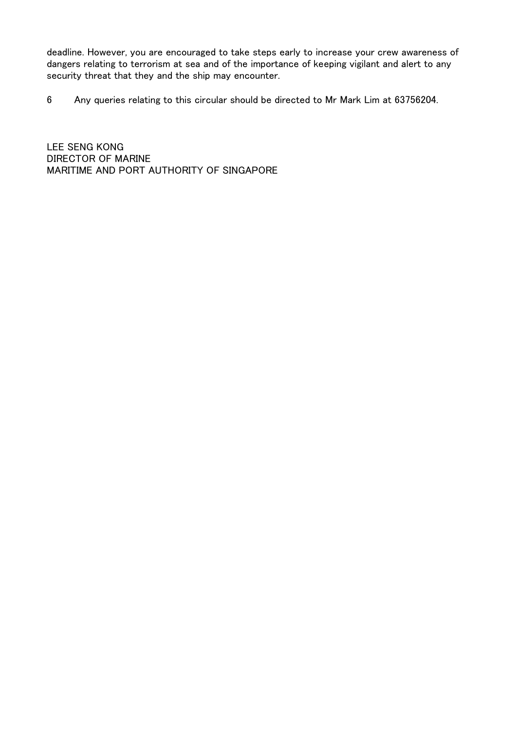deadline. However, you are encouraged to take steps early to increase your crew awareness of dangers relating to terrorism at sea and of the importance of keeping vigilant and alert to any security threat that they and the ship may encounter.

6 Any queries relating to this circular should be directed to Mr Mark Lim at 63756204.

LEE SENG KONG
DIRECTOR OF MARINE
MARITIME AND PORT AUTHORITY OF SINGAPORE